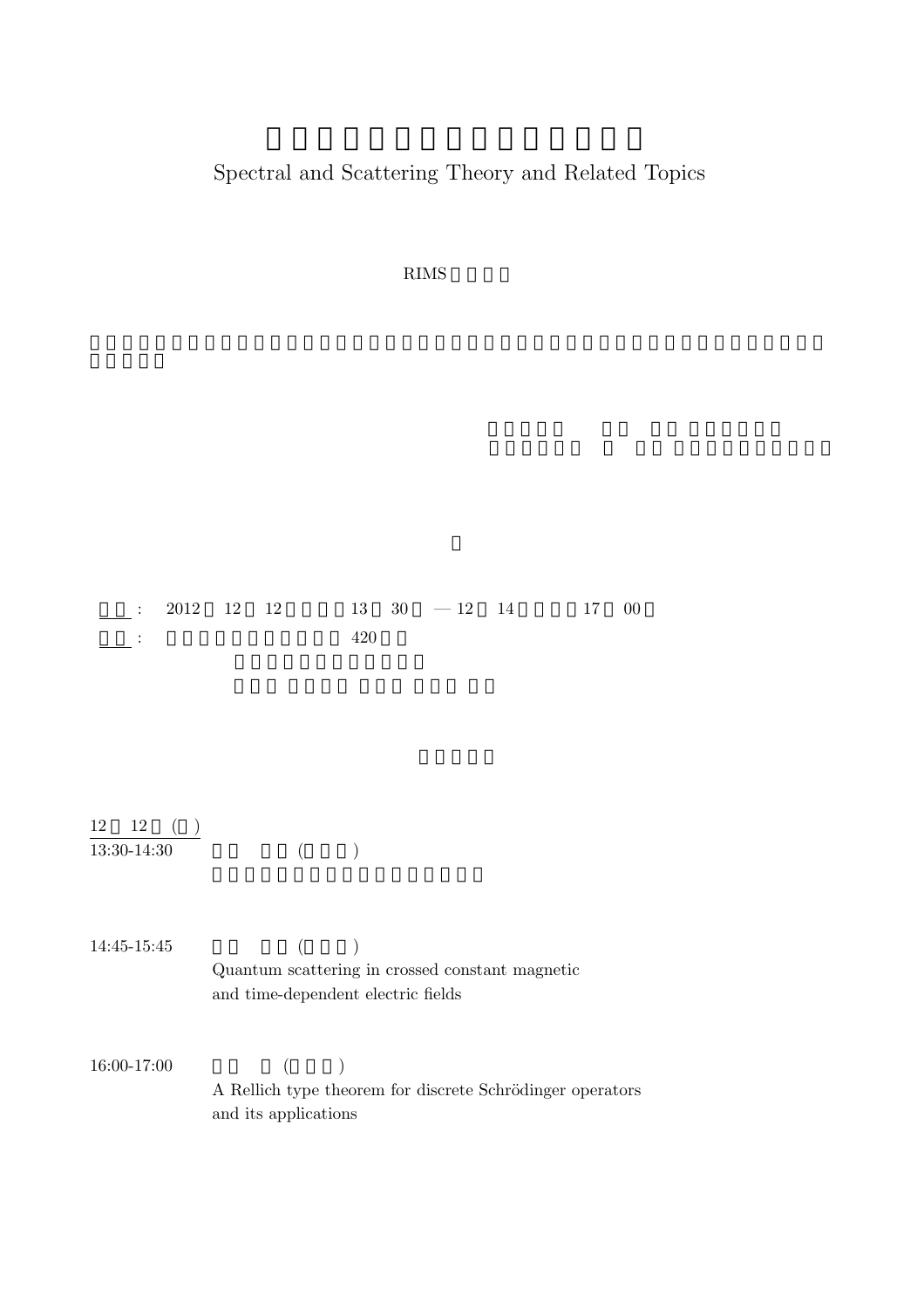# Spectral and Scattering Theory and Related Topics

RIMS

:  2012 12 12 13 30 — 12 14 17 00

:  420

12 12 ( )

13:30-14:30 ( )

14:45-15:45 ( )
Quantum scattering in crossed constant magnetic and time-dependent electric fields

16:00-17:00 ( )
A Rellich type theorem for discrete Schrödinger operators and its applications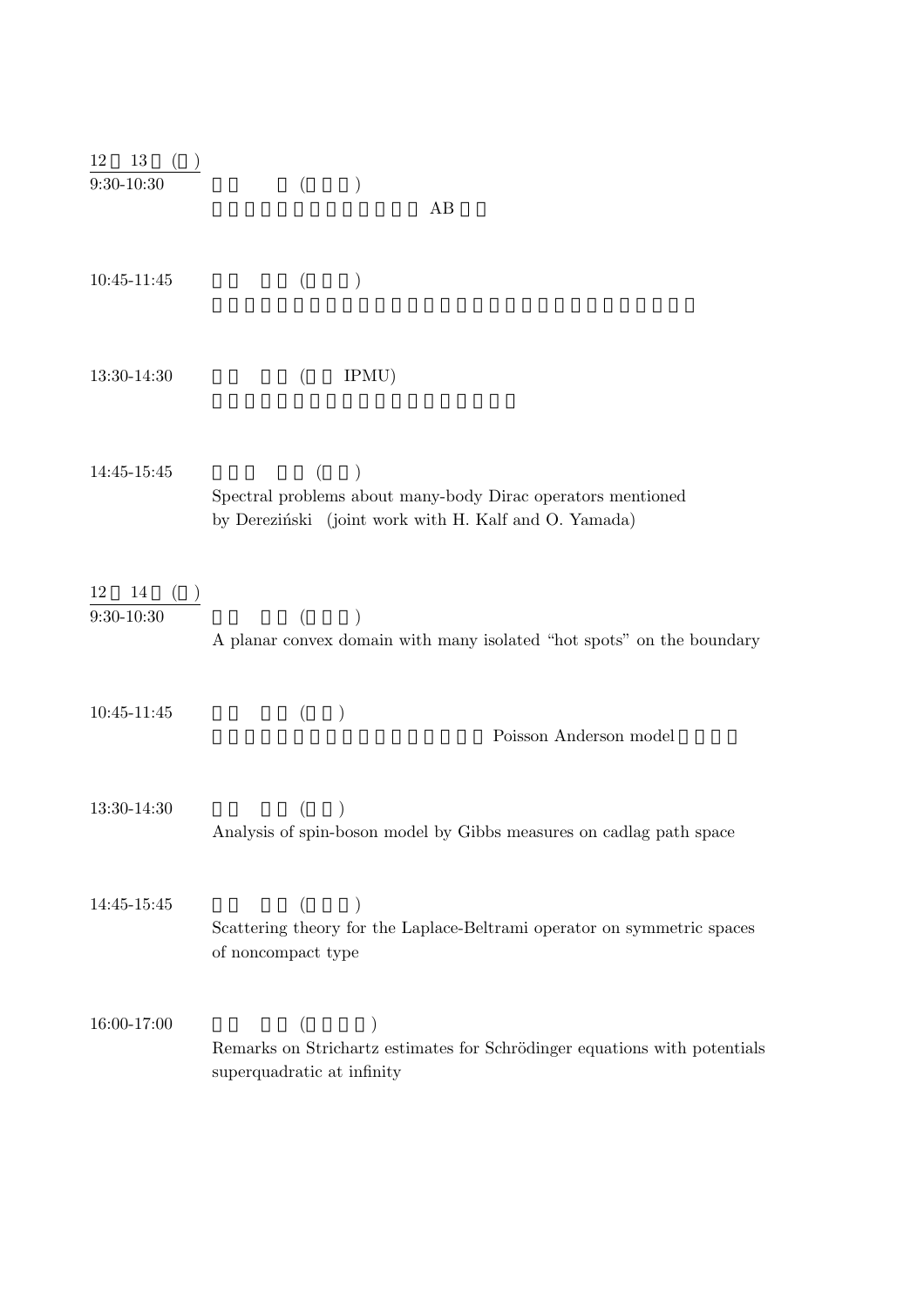12 13 ( )

9:30-10:30 ( )

AB

10:45-11:45 ( )

13:30-14:30 ( IPMU)

14:45-15:45 ( )

Spectral problems about many-body Dirac operators mentioned by Dereziński (joint work with H. Kalf and O. Yamada)

12 14 ( )

9:30-10:30 ( )

A planar convex domain with many isolated "hot spots" on the boundary

10:45-11:45 ( )

Poisson Anderson model

13:30-14:30 ( )

Analysis of spin-boson model by Gibbs measures on cadlag path space

14:45-15:45 ( )

Scattering theory for the Laplace-Beltrami operator on symmetric spaces of noncompact type

16:00-17:00 ( )

Remarks on Strichartz estimates for Schrödinger equations with potentials superquadratic at infinity